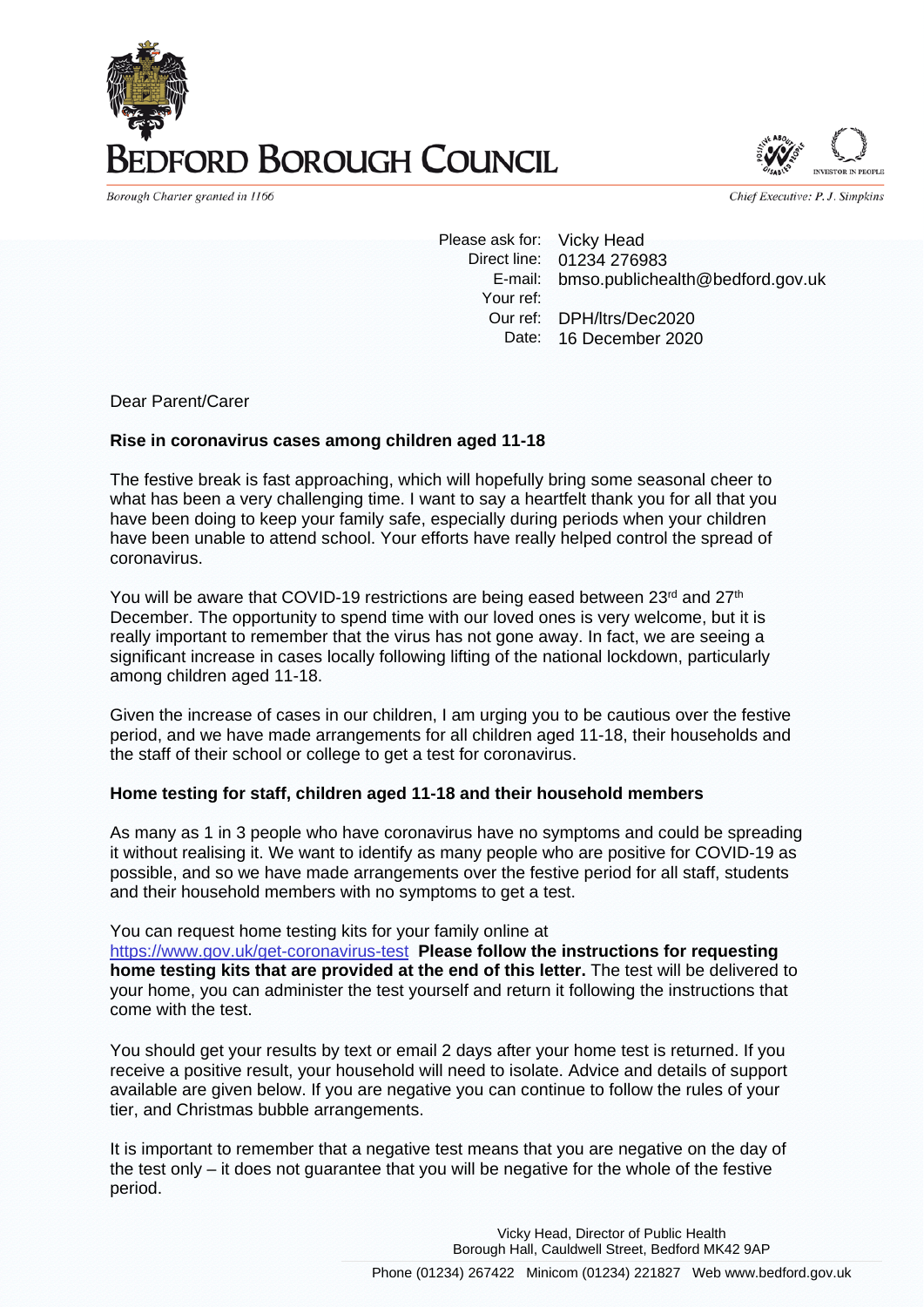# BEDFORD BOROUGH COUNCIL

*Borough Charter granted in 1166*

*Chief Executive: P. J. Simpkins*

Please ask for: Vicky Head
Direct line: 01234 276983
E-mail: bmso.publichealth@bedford.gov.uk
Your ref:
Our ref: DPH/ltrs/Dec2020
Date: 16 December 2020

Dear Parent/Carer

**Rise in coronavirus cases among children aged 11-18**

The festive break is fast approaching, which will hopefully bring some seasonal cheer to what has been a very challenging time. I want to say a heartfelt thank you for all that you have been doing to keep your family safe, especially during periods when your children have been unable to attend school. Your efforts have really helped control the spread of coronavirus.

You will be aware that COVID-19 restrictions are being eased between 23rd and 27th December. The opportunity to spend time with our loved ones is very welcome, but it is really important to remember that the virus has not gone away. In fact, we are seeing a significant increase in cases locally following lifting of the national lockdown, particularly among children aged 11-18.

Given the increase of cases in our children, I am urging you to be cautious over the festive period, and we have made arrangements for all children aged 11-18, their households and the staff of their school or college to get a test for coronavirus.

**Home testing for staff, children aged 11-18 and their household members**

As many as 1 in 3 people who have coronavirus have no symptoms and could be spreading it without realising it. We want to identify as many people who are positive for COVID-19 as possible, and so we have made arrangements over the festive period for all staff, students and their household members with no symptoms to get a test.

You can request home testing kits for your family online at https://www.gov.uk/get-coronavirus-test **Please follow the instructions for requesting home testing kits that are provided at the end of this letter.** The test will be delivered to your home, you can administer the test yourself and return it following the instructions that come with the test.

You should get your results by text or email 2 days after your home test is returned. If you receive a positive result, your household will need to isolate. Advice and details of support available are given below. If you are negative you can continue to follow the rules of your tier, and Christmas bubble arrangements.

It is important to remember that a negative test means that you are negative on the day of the test only – it does not guarantee that you will be negative for the whole of the festive period.

Vicky Head, Director of Public Health
Borough Hall, Cauldwell Street, Bedford MK42 9AP

Phone (01234) 267422 Minicom (01234) 221827 Web www.bedford.gov.uk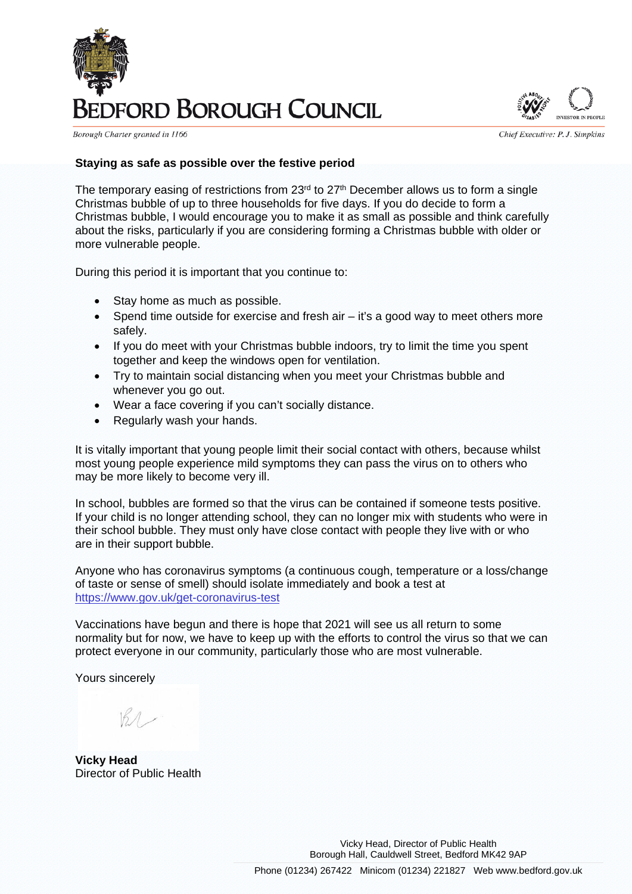# BEDFORD BOROUGH COUNCIL

*Borough Charter granted in 1166*

*Chief Executive: P. J. Simpkins*

**Staying as safe as possible over the festive period**

The temporary easing of restrictions from 23rd to 27th December allows us to form a single Christmas bubble of up to three households for five days. If you do decide to form a Christmas bubble, I would encourage you to make it as small as possible and think carefully about the risks, particularly if you are considering forming a Christmas bubble with older or more vulnerable people.

During this period it is important that you continue to:

- Stay home as much as possible.
- Spend time outside for exercise and fresh air – it's a good way to meet others more safely.
- If you do meet with your Christmas bubble indoors, try to limit the time you spent together and keep the windows open for ventilation.
- Try to maintain social distancing when you meet your Christmas bubble and whenever you go out.
- Wear a face covering if you can't socially distance.
- Regularly wash your hands.

It is vitally important that young people limit their social contact with others, because whilst most young people experience mild symptoms they can pass the virus on to others who may be more likely to become very ill.

In school, bubbles are formed so that the virus can be contained if someone tests positive. If your child is no longer attending school, they can no longer mix with students who were in their school bubble. They must only have close contact with people they live with or who are in their support bubble.

Anyone who has coronavirus symptoms (a continuous cough, temperature or a loss/change of taste or sense of smell) should isolate immediately and book a test at https://www.gov.uk/get-coronavirus-test

Vaccinations have begun and there is hope that 2021 will see us all return to some normality but for now, we have to keep up with the efforts to control the virus so that we can protect everyone in our community, particularly those who are most vulnerable.

Yours sincerely

**Vicky Head**
Director of Public Health

Vicky Head, Director of Public Health
Borough Hall, Cauldwell Street, Bedford MK42 9AP

Phone (01234) 267422 Minicom (01234) 221827 Web www.bedford.gov.uk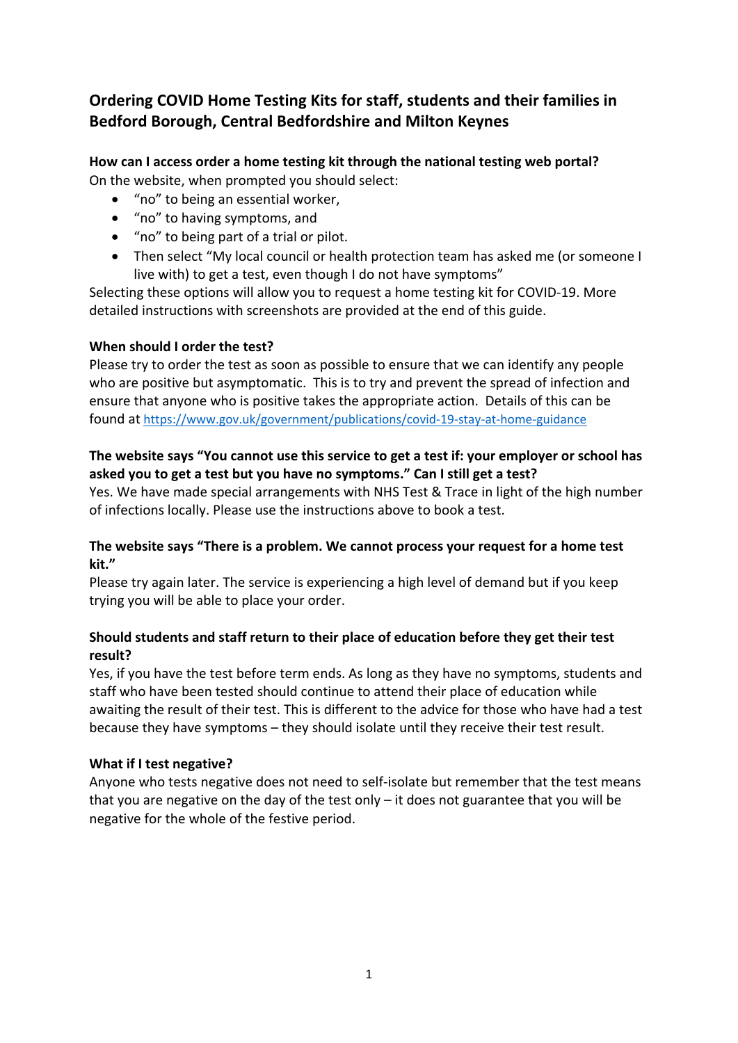# Ordering COVID Home Testing Kits for staff, students and their families in Bedford Borough, Central Bedfordshire and Milton Keynes

**How can I access order a home testing kit through the national testing web portal?**

On the website, when prompted you should select:

- "no" to being an essential worker,
- "no" to having symptoms, and
- "no" to being part of a trial or pilot.
- Then select "My local council or health protection team has asked me (or someone I live with) to get a test, even though I do not have symptoms"

Selecting these options will allow you to request a home testing kit for COVID-19. More detailed instructions with screenshots are provided at the end of this guide.

**When should I order the test?**

Please try to order the test as soon as possible to ensure that we can identify any people who are positive but asymptomatic. This is to try and prevent the spread of infection and ensure that anyone who is positive takes the appropriate action. Details of this can be found at https://www.gov.uk/government/publications/covid-19-stay-at-home-guidance

**The website says "You cannot use this service to get a test if: your employer or school has asked you to get a test but you have no symptoms." Can I still get a test?**

Yes. We have made special arrangements with NHS Test & Trace in light of the high number of infections locally. Please use the instructions above to book a test.

**The website says "There is a problem. We cannot process your request for a home test kit."**

Please try again later. The service is experiencing a high level of demand but if you keep trying you will be able to place your order.

**Should students and staff return to their place of education before they get their test result?**

Yes, if you have the test before term ends. As long as they have no symptoms, students and staff who have been tested should continue to attend their place of education while awaiting the result of their test. This is different to the advice for those who have had a test because they have symptoms – they should isolate until they receive their test result.

**What if I test negative?**

Anyone who tests negative does not need to self-isolate but remember that the test means that you are negative on the day of the test only – it does not guarantee that you will be negative for the whole of the festive period.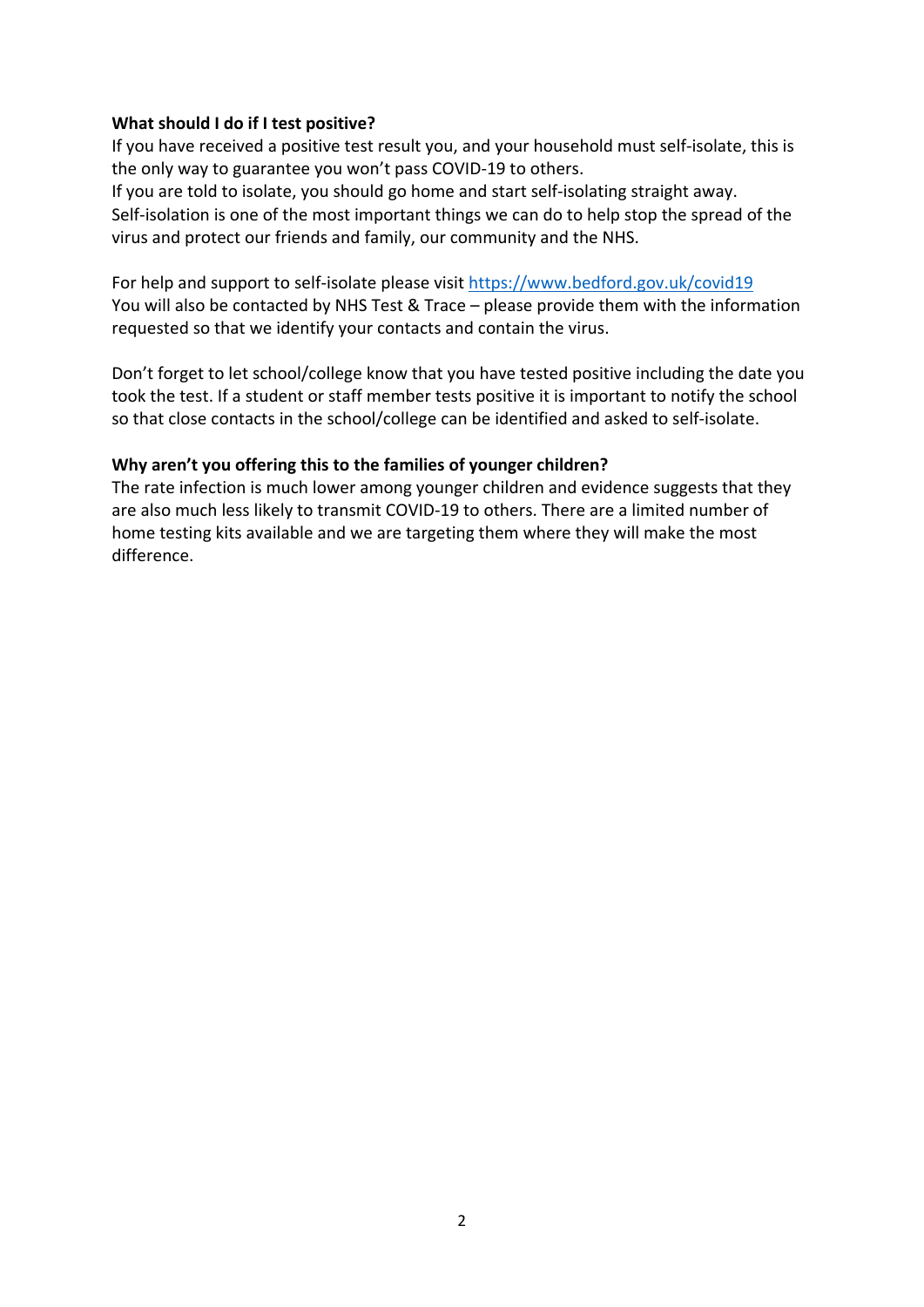**What should I do if I test positive?**

If you have received a positive test result you, and your household must self-isolate, this is the only way to guarantee you won't pass COVID-19 to others.

If you are told to isolate, you should go home and start self-isolating straight away. Self-isolation is one of the most important things we can do to help stop the spread of the virus and protect our friends and family, our community and the NHS.

For help and support to self-isolate please visit https://www.bedford.gov.uk/covid19
You will also be contacted by NHS Test & Trace – please provide them with the information requested so that we identify your contacts and contain the virus.

Don't forget to let school/college know that you have tested positive including the date you took the test. If a student or staff member tests positive it is important to notify the school so that close contacts in the school/college can be identified and asked to self-isolate.

**Why aren't you offering this to the families of younger children?**

The rate infection is much lower among younger children and evidence suggests that they are also much less likely to transmit COVID-19 to others. There are a limited number of home testing kits available and we are targeting them where they will make the most difference.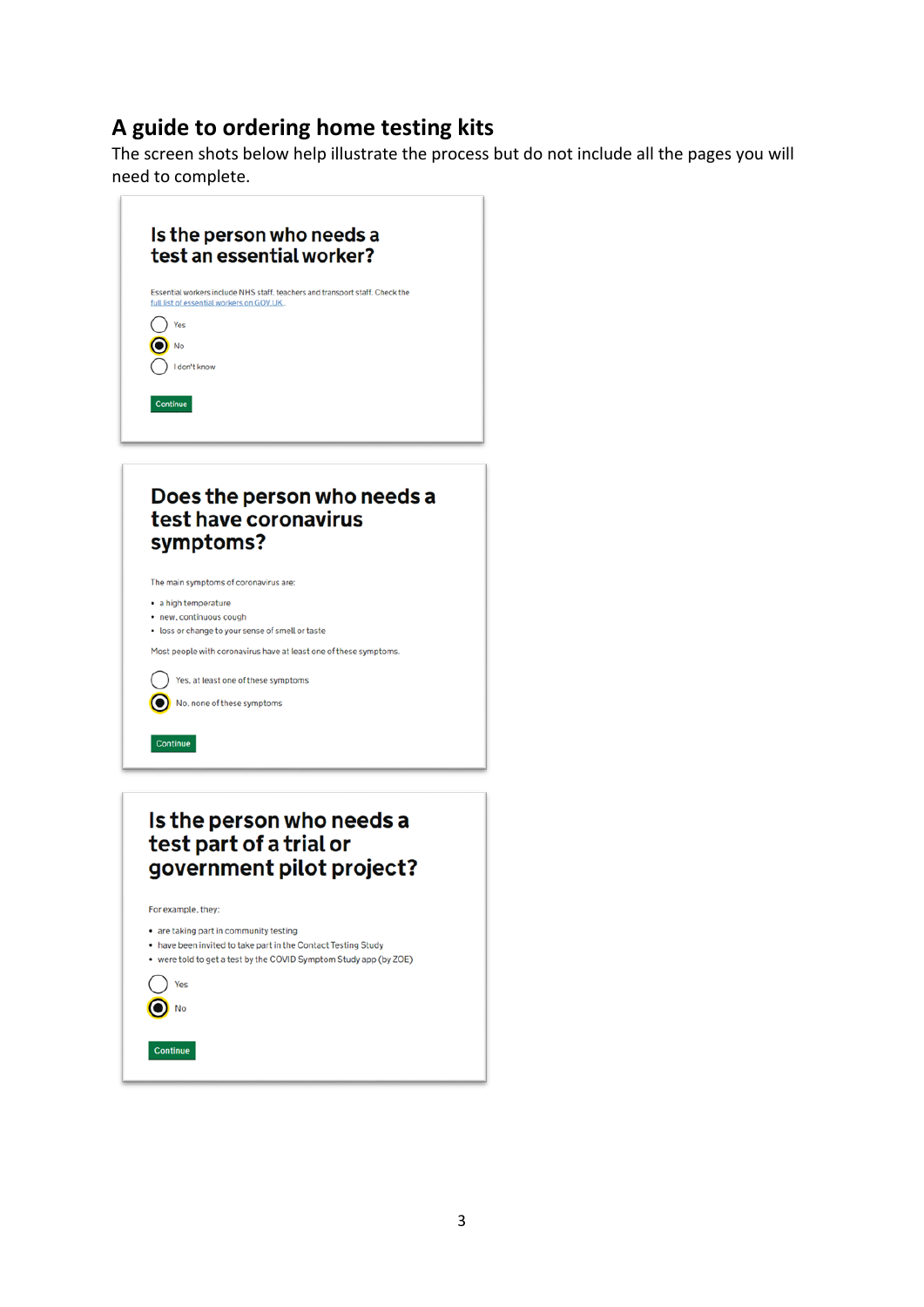## A guide to ordering home testing kits

The screen shots below help illustrate the process but do not include all the pages you will need to complete.

### Is the person who needs a test an essential worker?

Essential workers include NHS staff, teachers and transport staff. Check the full list of essential workers on GOV.UK.

- ○ Yes
- ◉ No
- ○ I don't know

Continue

### Does the person who needs a test have coronavirus symptoms?

The main symptoms of coronavirus are:

- a high temperature
- new, continuous cough
- loss or change to your sense of smell or taste

Most people with coronavirus have at least one of these symptoms.

- ○ Yes, at least one of these symptoms
- ◉ No, none of these symptoms

Continue

### Is the person who needs a test part of a trial or government pilot project?

For example, they:

- are taking part in community testing
- have been invited to take part in the Contact Testing Study
- were told to get a test by the COVID Symptom Study app (by ZOE)

- ○ Yes
- ◉ No

Continue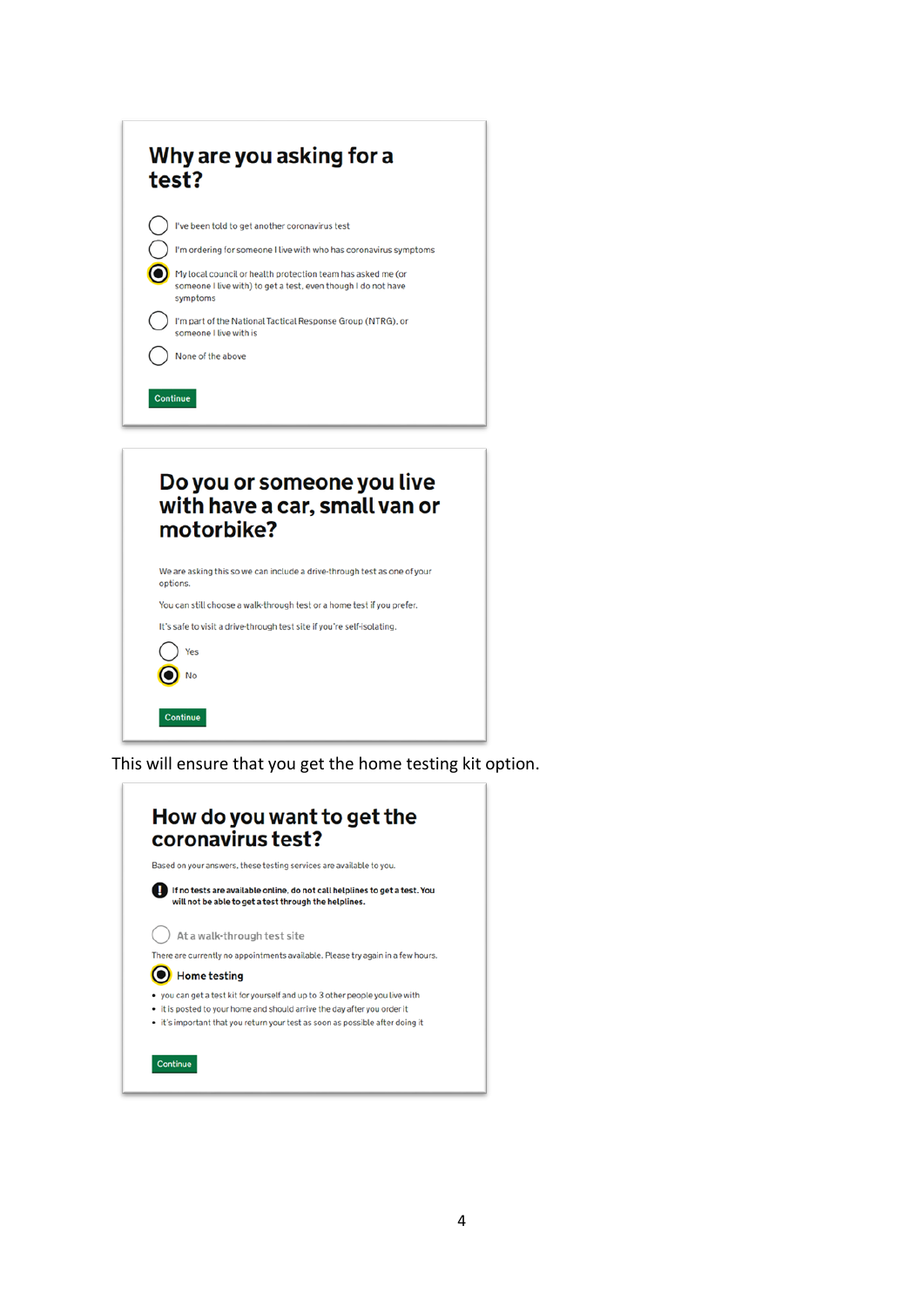## Why are you asking for a test?

- ○ I've been told to get another coronavirus test
- ○ I'm ordering for someone I live with who has coronavirus symptoms
- ◉ My local council or health protection team has asked me (or someone I live with) to get a test, even though I do not have symptoms
- ○ I'm part of the National Tactical Response Group (NTRG), or someone I live with is
- ○ None of the above

Continue

## Do you or someone you live with have a car, small van or motorbike?

We are asking this so we can include a drive-through test as one of your options.

You can still choose a walk-through test or a home test if you prefer.

It's safe to visit a drive-through test site if you're self-isolating.

- ○ Yes
- ◉ No

Continue

This will ensure that you get the home testing kit option.

## How do you want to get the coronavirus test?

Based on your answers, these testing services are available to you.

**If no tests are available online, do not call helplines to get a test. You will not be able to get a test through the helplines.**

○ At a walk-through test site

There are currently no appointments available. Please try again in a few hours.

◉ Home testing

- you can get a test kit for yourself and up to 3 other people you live with
- it is posted to your home and should arrive the day after you order it
- it's important that you return your test as soon as possible after doing it

Continue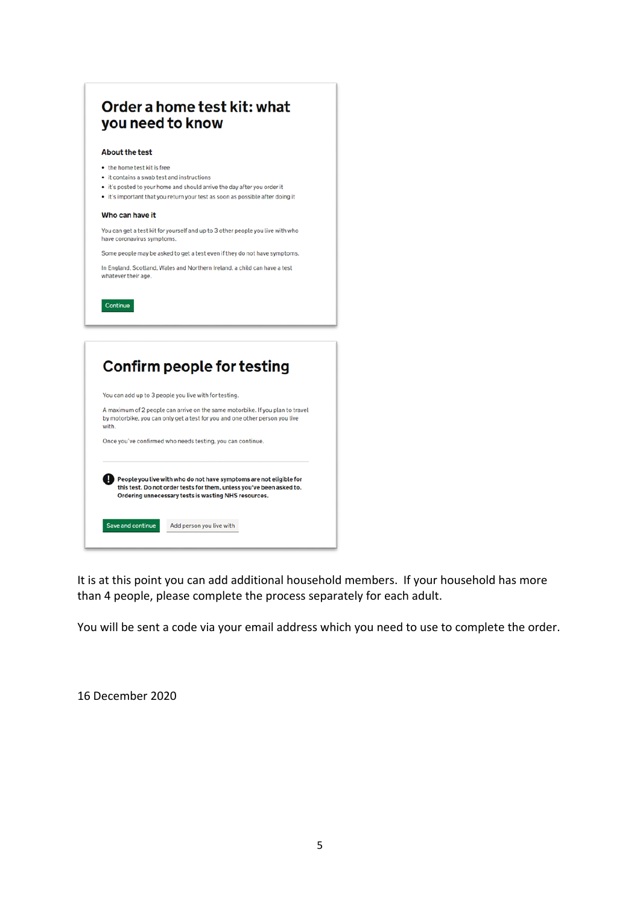## Order a home test kit: what you need to know

**About the test**

- the home test kit is free
- it contains a swab test and instructions
- it's posted to your home and should arrive the day after you order it
- it's important that you return your test as soon as possible after doing it

**Who can have it**

You can get a test kit for yourself and up to 3 other people you live with who have coronavirus symptoms.

Some people may be asked to get a test even if they do not have symptoms.

In England, Scotland, Wales and Northern Ireland, a child can have a test whatever their age.

Continue

## Confirm people for testing

You can add up to 3 people you live with for testing.

A maximum of 2 people can arrive on the same motorbike. If you plan to travel by motorbike, you can only get a test for you and one other person you live with.

Once you've confirmed who needs testing, you can continue.

**People you live with who do not have symptoms are not eligible for this test. Do not order tests for them, unless you've been asked to. Ordering unnecessary tests is wasting NHS resources.**

Save and continue | Add person you live with

It is at this point you can add additional household members. If your household has more than 4 people, please complete the process separately for each adult.

You will be sent a code via your email address which you need to use to complete the order.

16 December 2020